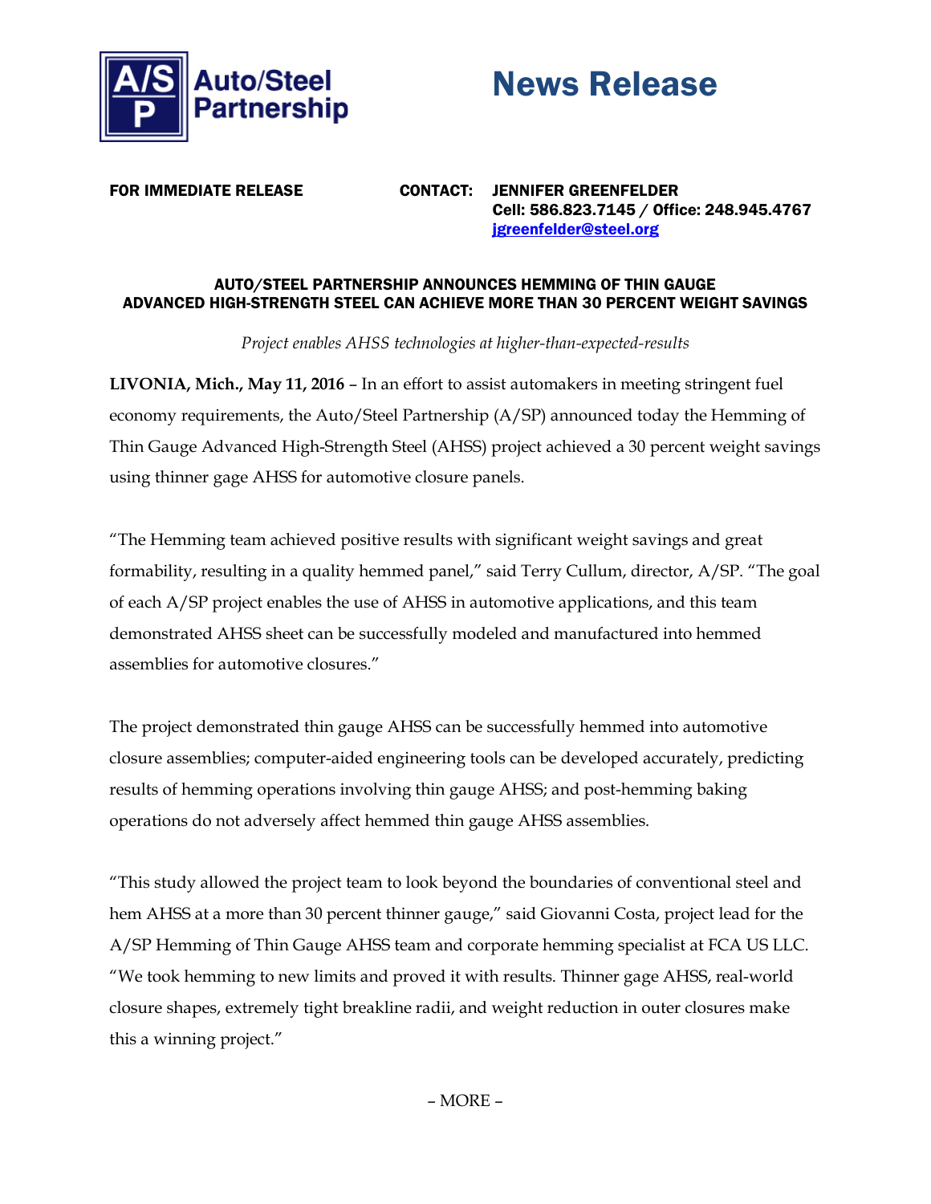Auto/Steel Partnership

# News Release

**FOR IMMEDIATE RELEASE**

**CONTACT: JENNIFER GREENFELDER**
**Cell: 586.823.7145 / Office: 248.945.4767**
**jgreenfelder@steel.org**

## AUTO/STEEL PARTNERSHIP ANNOUNCES HEMMING OF THIN GAUGE ADVANCED HIGH-STRENGTH STEEL CAN ACHIEVE MORE THAN 30 PERCENT WEIGHT SAVINGS

*Project enables AHSS technologies at higher-than-expected-results*

**LIVONIA, Mich., May 11, 2016** – In an effort to assist automakers in meeting stringent fuel economy requirements, the Auto/Steel Partnership (A/SP) announced today the Hemming of Thin Gauge Advanced High-Strength Steel (AHSS) project achieved a 30 percent weight savings using thinner gage AHSS for automotive closure panels.

"The Hemming team achieved positive results with significant weight savings and great formability, resulting in a quality hemmed panel," said Terry Cullum, director, A/SP. "The goal of each A/SP project enables the use of AHSS in automotive applications, and this team demonstrated AHSS sheet can be successfully modeled and manufactured into hemmed assemblies for automotive closures."

The project demonstrated thin gauge AHSS can be successfully hemmed into automotive closure assemblies; computer-aided engineering tools can be developed accurately, predicting results of hemming operations involving thin gauge AHSS; and post-hemming baking operations do not adversely affect hemmed thin gauge AHSS assemblies.

"This study allowed the project team to look beyond the boundaries of conventional steel and hem AHSS at a more than 30 percent thinner gauge," said Giovanni Costa, project lead for the A/SP Hemming of Thin Gauge AHSS team and corporate hemming specialist at FCA US LLC. "We took hemming to new limits and proved it with results. Thinner gage AHSS, real-world closure shapes, extremely tight breakline radii, and weight reduction in outer closures make this a winning project."

– MORE –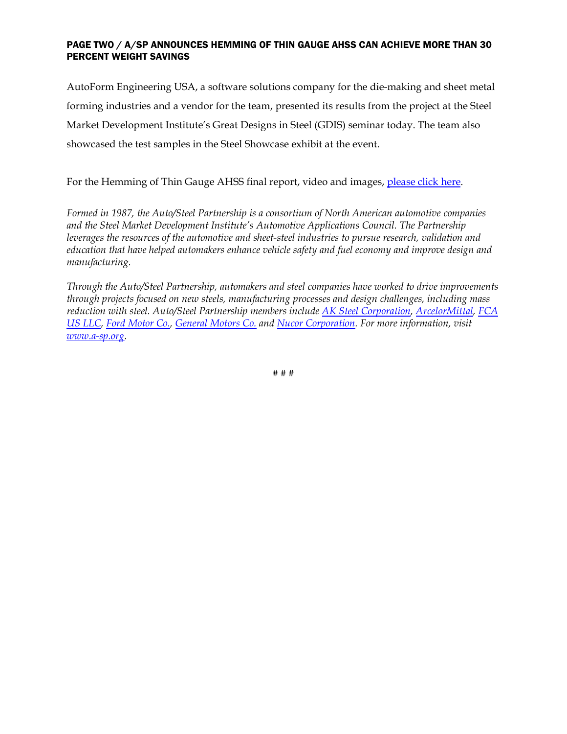**PAGE TWO / A/SP ANNOUNCES HEMMING OF THIN GAUGE AHSS CAN ACHIEVE MORE THAN 30 PERCENT WEIGHT SAVINGS**

AutoForm Engineering USA, a software solutions company for the die-making and sheet metal forming industries and a vendor for the team, presented its results from the project at the Steel Market Development Institute's Great Designs in Steel (GDIS) seminar today. The team also showcased the test samples in the Steel Showcase exhibit at the event.

For the Hemming of Thin Gauge AHSS final report, video and images, please click here.

*Formed in 1987, the Auto/Steel Partnership is a consortium of North American automotive companies and the Steel Market Development Institute's Automotive Applications Council. The Partnership leverages the resources of the automotive and sheet-steel industries to pursue research, validation and education that have helped automakers enhance vehicle safety and fuel economy and improve design and manufacturing.*

*Through the Auto/Steel Partnership, automakers and steel companies have worked to drive improvements through projects focused on new steels, manufacturing processes and design challenges, including mass reduction with steel. Auto/Steel Partnership members include AK Steel Corporation, ArcelorMittal, FCA US LLC, Ford Motor Co., General Motors Co. and Nucor Corporation. For more information, visit www.a-sp.org.*

# # #